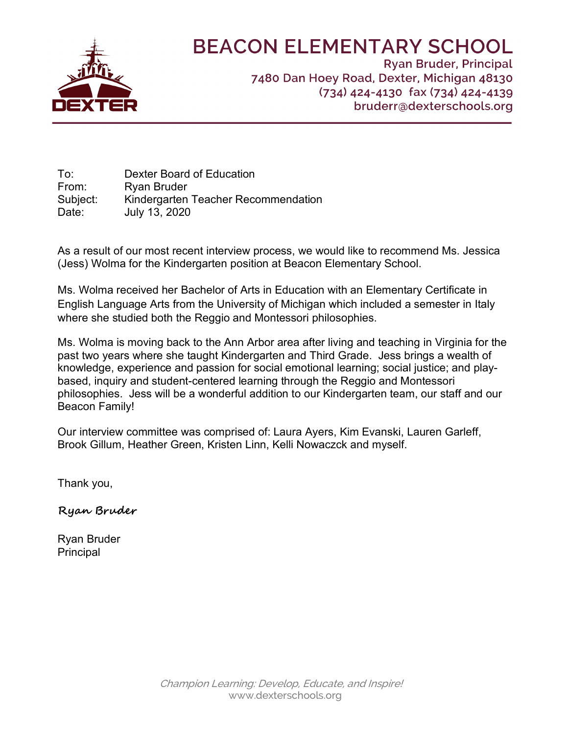# BEACON ELEMENTARY SCHOOL

Ryan Bruder, Principal
7480 Dan Hoey Road, Dexter, Michigan 48130
(734) 424-4130 fax (734) 424-4139
bruderr@dexterschools.org

To: Dexter Board of Education
From: Ryan Bruder
Subject: Kindergarten Teacher Recommendation
Date: July 13, 2020

As a result of our most recent interview process, we would like to recommend Ms. Jessica (Jess) Wolma for the Kindergarten position at Beacon Elementary School.

Ms. Wolma received her Bachelor of Arts in Education with an Elementary Certificate in English Language Arts from the University of Michigan which included a semester in Italy where she studied both the Reggio and Montessori philosophies.

Ms. Wolma is moving back to the Ann Arbor area after living and teaching in Virginia for the past two years where she taught Kindergarten and Third Grade. Jess brings a wealth of knowledge, experience and passion for social emotional learning; social justice; and play-based, inquiry and student-centered learning through the Reggio and Montessori philosophies. Jess will be a wonderful addition to our Kindergarten team, our staff and our Beacon Family!

Our interview committee was comprised of: Laura Ayers, Kim Evanski, Lauren Garleff, Brook Gillum, Heather Green, Kristen Linn, Kelli Nowaczck and myself.

Thank you,

*Ryan Bruder*

Ryan Bruder
Principal

*Champion Learning: Develop, Educate, and Inspire!*
www.dexterschools.org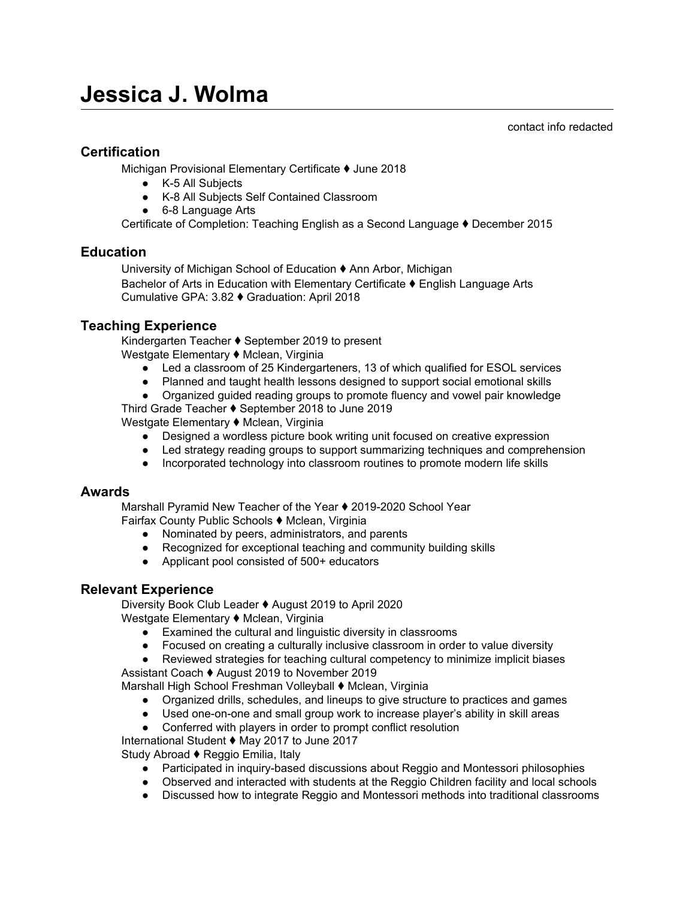# Jessica J. Wolma

contact info redacted

## Certification

Michigan Provisional Elementary Certificate ♦ June 2018

- K-5 All Subjects
- K-8 All Subjects Self Contained Classroom
- 6-8 Language Arts

Certificate of Completion: Teaching English as a Second Language ♦ December 2015

## Education

University of Michigan School of Education ♦ Ann Arbor, Michigan
Bachelor of Arts in Education with Elementary Certificate ♦ English Language Arts
Cumulative GPA: 3.82 ♦ Graduation: April 2018

## Teaching Experience

Kindergarten Teacher ♦ September 2019 to present
Westgate Elementary ♦ Mclean, Virginia

- Led a classroom of 25 Kindergarteners, 13 of which qualified for ESOL services
- Planned and taught health lessons designed to support social emotional skills
- Organized guided reading groups to promote fluency and vowel pair knowledge

Third Grade Teacher ♦ September 2018 to June 2019
Westgate Elementary ♦ Mclean, Virginia

- Designed a wordless picture book writing unit focused on creative expression
- Led strategy reading groups to support summarizing techniques and comprehension
- Incorporated technology into classroom routines to promote modern life skills

## Awards

Marshall Pyramid New Teacher of the Year ♦ 2019-2020 School Year
Fairfax County Public Schools ♦ Mclean, Virginia

- Nominated by peers, administrators, and parents
- Recognized for exceptional teaching and community building skills
- Applicant pool consisted of 500+ educators

## Relevant Experience

Diversity Book Club Leader ♦ August 2019 to April 2020
Westgate Elementary ♦ Mclean, Virginia

- Examined the cultural and linguistic diversity in classrooms
- Focused on creating a culturally inclusive classroom in order to value diversity
- Reviewed strategies for teaching cultural competency to minimize implicit biases

Assistant Coach ♦ August 2019 to November 2019
Marshall High School Freshman Volleyball ♦ Mclean, Virginia

- Organized drills, schedules, and lineups to give structure to practices and games
- Used one-on-one and small group work to increase player's ability in skill areas
- Conferred with players in order to prompt conflict resolution

International Student ♦ May 2017 to June 2017
Study Abroad ♦ Reggio Emilia, Italy

- Participated in inquiry-based discussions about Reggio and Montessori philosophies
- Observed and interacted with students at the Reggio Children facility and local schools
- Discussed how to integrate Reggio and Montessori methods into traditional classrooms